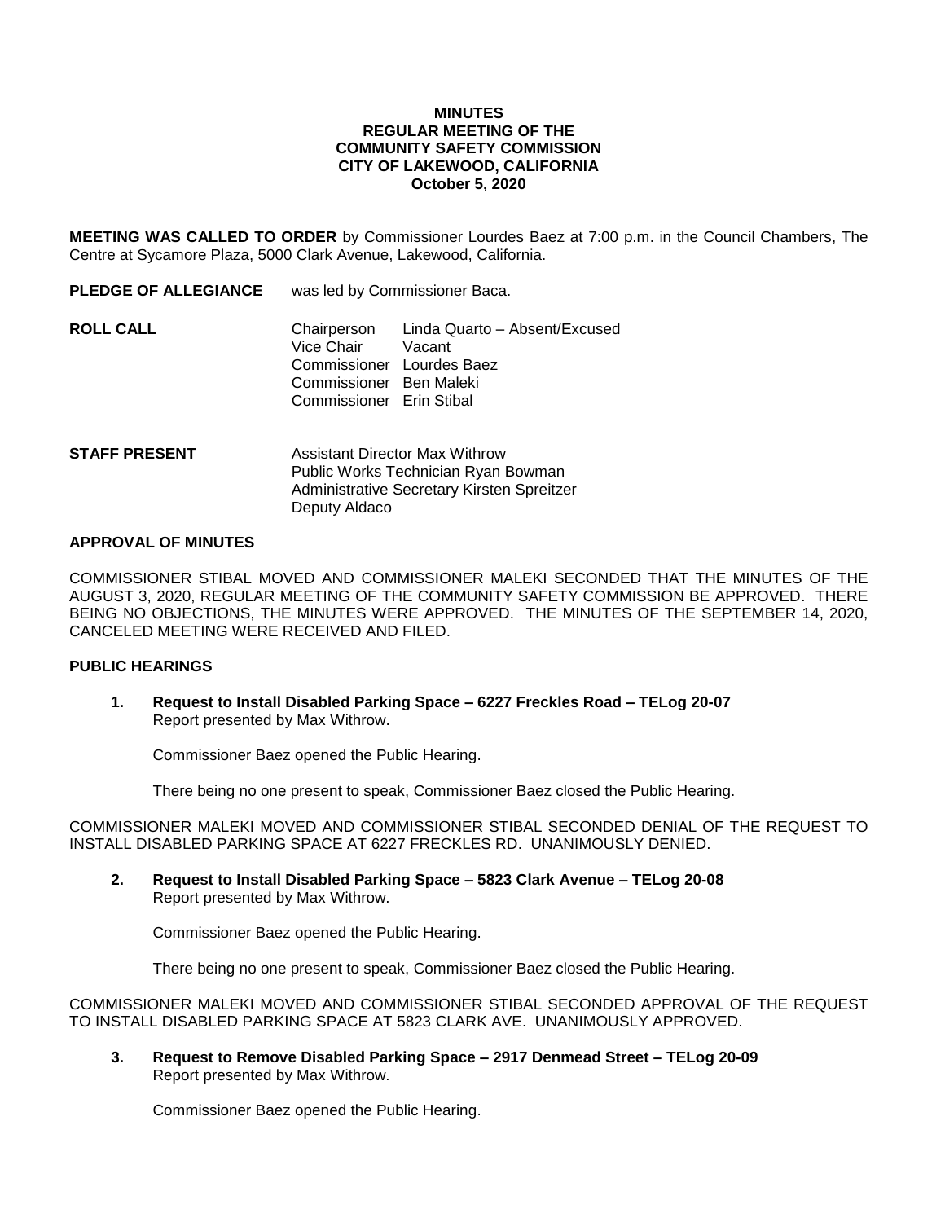**MINUTES**
**REGULAR MEETING OF THE**
**COMMUNITY SAFETY COMMISSION**
**CITY OF LAKEWOOD, CALIFORNIA**
**October 5, 2020**

**MEETING WAS CALLED TO ORDER** by Commissioner Lourdes Baez at 7:00 p.m. in the Council Chambers, The Centre at Sycamore Plaza, 5000 Clark Avenue, Lakewood, California.

**PLEDGE OF ALLEGIANCE** was led by Commissioner Baca.

**ROLL CALL**

Chairperson Linda Quarto – Absent/Excused
Vice Chair Vacant
Commissioner Lourdes Baez
Commissioner Ben Maleki
Commissioner Erin Stibal

**STAFF PRESENT**

Assistant Director Max Withrow
Public Works Technician Ryan Bowman
Administrative Secretary Kirsten Spreitzer
Deputy Aldaco

**APPROVAL OF MINUTES**

COMMISSIONER STIBAL MOVED AND COMMISSIONER MALEKI SECONDED THAT THE MINUTES OF THE AUGUST 3, 2020, REGULAR MEETING OF THE COMMUNITY SAFETY COMMISSION BE APPROVED. THERE BEING NO OBJECTIONS, THE MINUTES WERE APPROVED. THE MINUTES OF THE SEPTEMBER 14, 2020, CANCELED MEETING WERE RECEIVED AND FILED.

**PUBLIC HEARINGS**

1. **Request to Install Disabled Parking Space – 6227 Freckles Road – TELog 20-07**
   Report presented by Max Withrow.

   Commissioner Baez opened the Public Hearing.

   There being no one present to speak, Commissioner Baez closed the Public Hearing.

COMMISSIONER MALEKI MOVED AND COMMISSIONER STIBAL SECONDED DENIAL OF THE REQUEST TO INSTALL DISABLED PARKING SPACE AT 6227 FRECKLES RD. UNANIMOUSLY DENIED.

2. **Request to Install Disabled Parking Space – 5823 Clark Avenue – TELog 20-08**
   Report presented by Max Withrow.

   Commissioner Baez opened the Public Hearing.

   There being no one present to speak, Commissioner Baez closed the Public Hearing.

COMMISSIONER MALEKI MOVED AND COMMISSIONER STIBAL SECONDED APPROVAL OF THE REQUEST TO INSTALL DISABLED PARKING SPACE AT 5823 CLARK AVE. UNANIMOUSLY APPROVED.

3. **Request to Remove Disabled Parking Space – 2917 Denmead Street – TELog 20-09**
   Report presented by Max Withrow.

   Commissioner Baez opened the Public Hearing.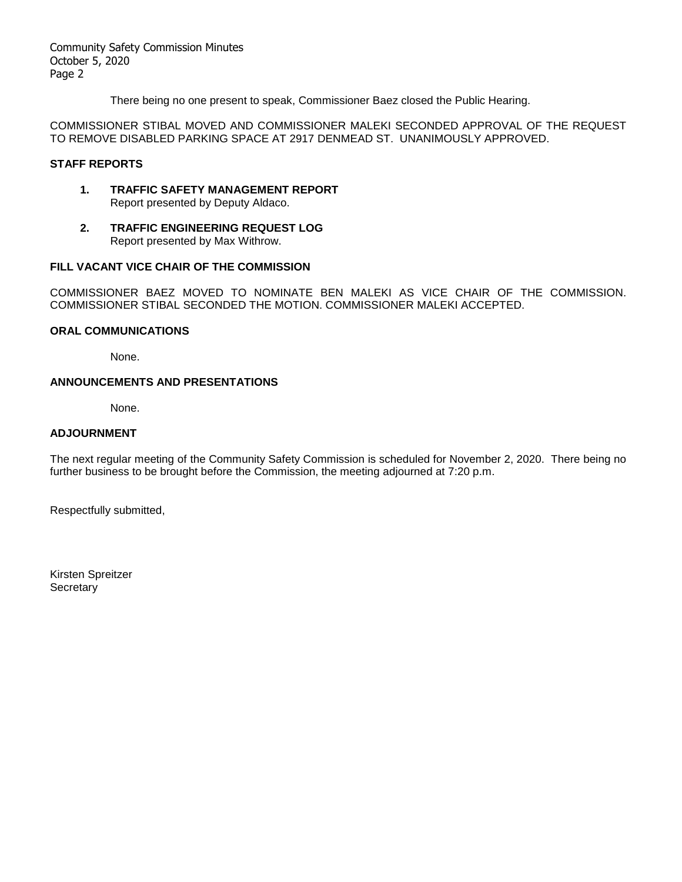There being no one present to speak, Commissioner Baez closed the Public Hearing.

COMMISSIONER STIBAL MOVED AND COMMISSIONER MALEKI SECONDED APPROVAL OF THE REQUEST TO REMOVE DISABLED PARKING SPACE AT 2917 DENMEAD ST. UNANIMOUSLY APPROVED.

## STAFF REPORTS

1. **TRAFFIC SAFETY MANAGEMENT REPORT**
   Report presented by Deputy Aldaco.

2. **TRAFFIC ENGINEERING REQUEST LOG**
   Report presented by Max Withrow.

## FILL VACANT VICE CHAIR OF THE COMMISSION

COMMISSIONER BAEZ MOVED TO NOMINATE BEN MALEKI AS VICE CHAIR OF THE COMMISSION. COMMISSIONER STIBAL SECONDED THE MOTION. COMMISSIONER MALEKI ACCEPTED.

## ORAL COMMUNICATIONS

None.

## ANNOUNCEMENTS AND PRESENTATIONS

None.

## ADJOURNMENT

The next regular meeting of the Community Safety Commission is scheduled for November 2, 2020. There being no further business to be brought before the Commission, the meeting adjourned at 7:20 p.m.

Respectfully submitted,

Kirsten Spreitzer
Secretary